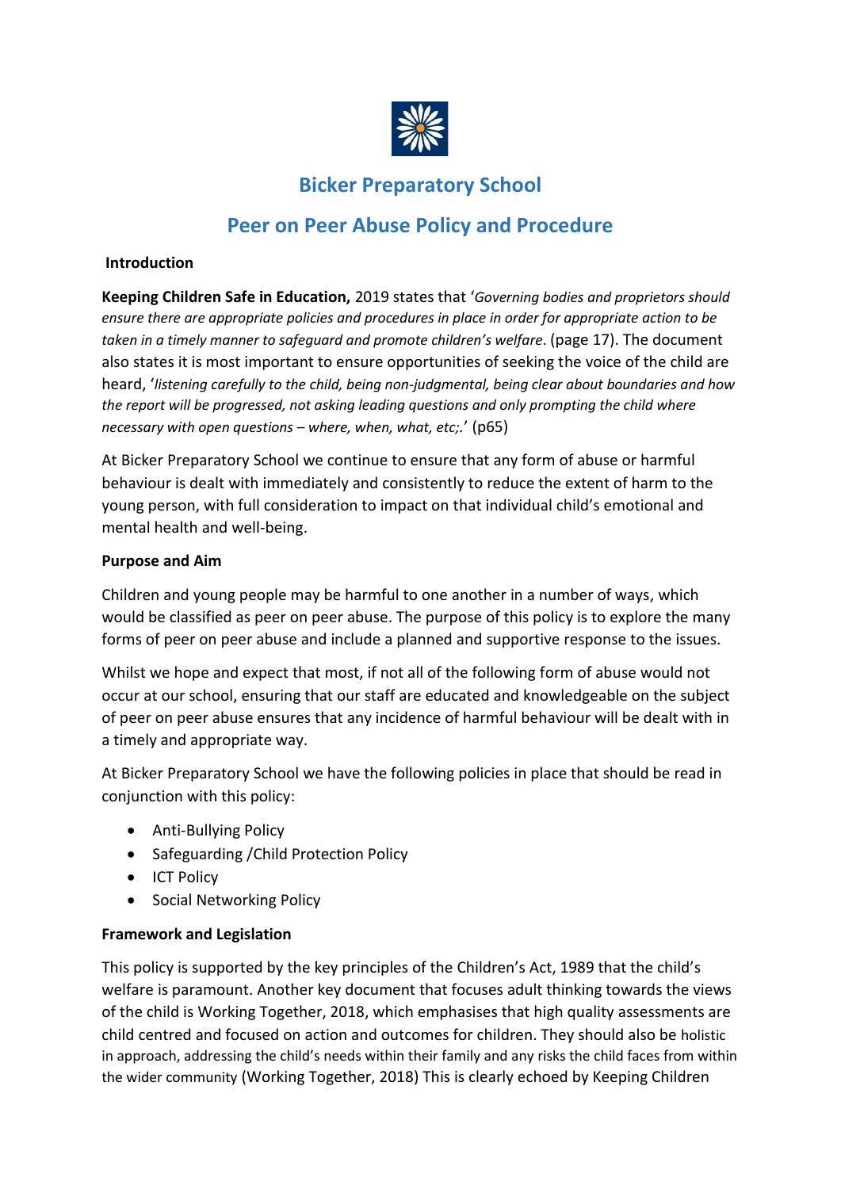# Bicker Preparatory School

## Peer on Peer Abuse Policy and Procedure

**Introduction**

**Keeping Children Safe in Education,** 2019 states that '*Governing bodies and proprietors should ensure there are appropriate policies and procedures in place in order for appropriate action to be taken in a timely manner to safeguard and promote children's welfare*. (page 17). The document also states it is most important to ensure opportunities of seeking the voice of the child are heard, '*listening carefully to the child, being non-judgmental, being clear about boundaries and how the report will be progressed, not asking leading questions and only prompting the child where necessary with open questions – where, when, what, etc;.*' (p65)

At Bicker Preparatory School we continue to ensure that any form of abuse or harmful behaviour is dealt with immediately and consistently to reduce the extent of harm to the young person, with full consideration to impact on that individual child's emotional and mental health and well-being.

**Purpose and Aim**

Children and young people may be harmful to one another in a number of ways, which would be classified as peer on peer abuse. The purpose of this policy is to explore the many forms of peer on peer abuse and include a planned and supportive response to the issues.

Whilst we hope and expect that most, if not all of the following form of abuse would not occur at our school, ensuring that our staff are educated and knowledgeable on the subject of peer on peer abuse ensures that any incidence of harmful behaviour will be dealt with in a timely and appropriate way.

At Bicker Preparatory School we have the following policies in place that should be read in conjunction with this policy:

- Anti-Bullying Policy
- Safeguarding /Child Protection Policy
- ICT Policy
- Social Networking Policy

**Framework and Legislation**

This policy is supported by the key principles of the Children's Act, 1989 that the child's welfare is paramount. Another key document that focuses adult thinking towards the views of the child is Working Together, 2018, which emphasises that high quality assessments are child centred and focused on action and outcomes for children. They should also be holistic in approach, addressing the child's needs within their family and any risks the child faces from within the wider community (Working Together, 2018) This is clearly echoed by Keeping Children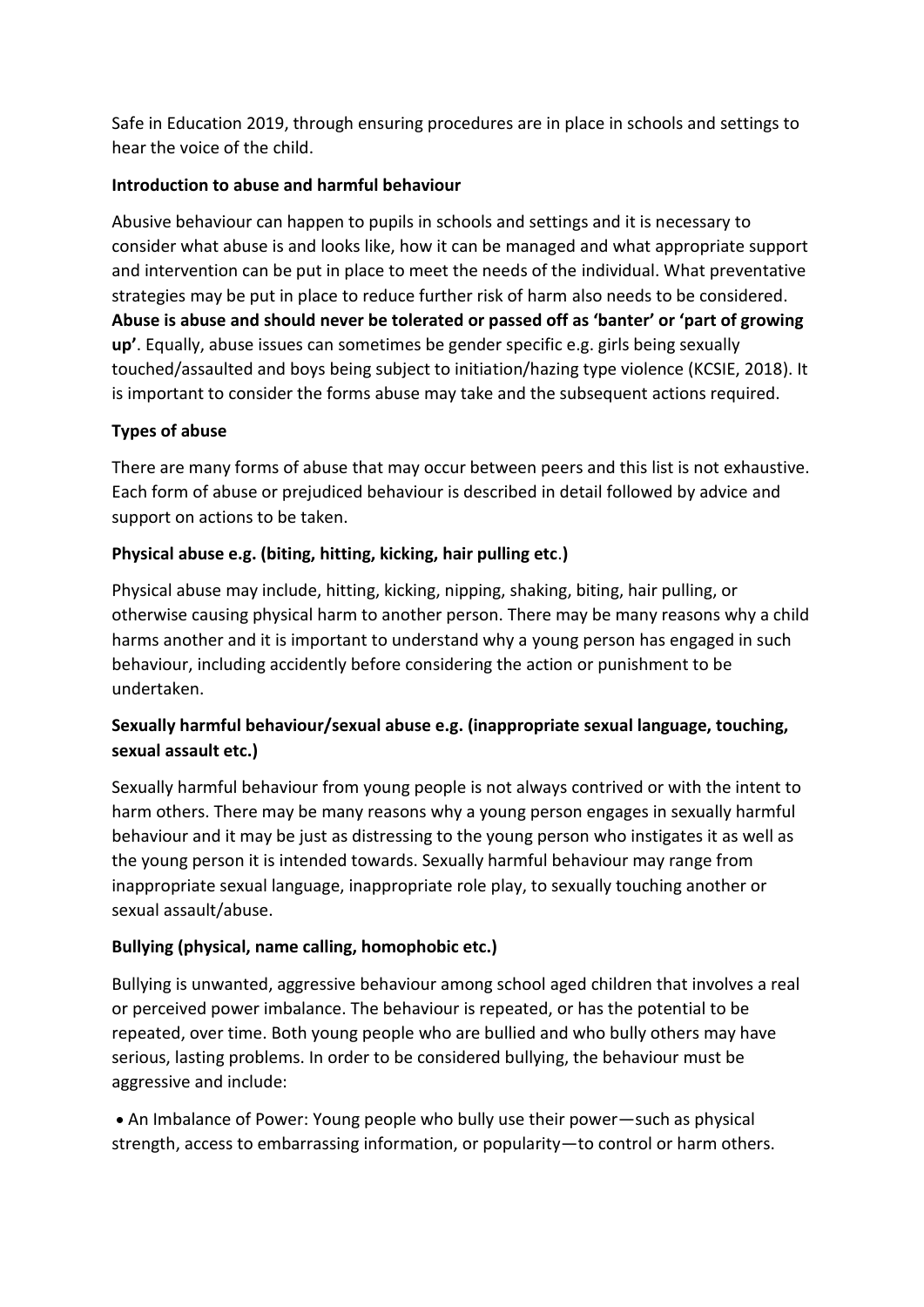Safe in Education 2019, through ensuring procedures are in place in schools and settings to hear the voice of the child.

**Introduction to abuse and harmful behaviour**

Abusive behaviour can happen to pupils in schools and settings and it is necessary to consider what abuse is and looks like, how it can be managed and what appropriate support and intervention can be put in place to meet the needs of the individual. What preventative strategies may be put in place to reduce further risk of harm also needs to be considered. **Abuse is abuse and should never be tolerated or passed off as 'banter' or 'part of growing up'**. Equally, abuse issues can sometimes be gender specific e.g. girls being sexually touched/assaulted and boys being subject to initiation/hazing type violence (KCSIE, 2018). It is important to consider the forms abuse may take and the subsequent actions required.

**Types of abuse**

There are many forms of abuse that may occur between peers and this list is not exhaustive. Each form of abuse or prejudiced behaviour is described in detail followed by advice and support on actions to be taken.

**Physical abuse e.g. (biting, hitting, kicking, hair pulling etc.)**

Physical abuse may include, hitting, kicking, nipping, shaking, biting, hair pulling, or otherwise causing physical harm to another person. There may be many reasons why a child harms another and it is important to understand why a young person has engaged in such behaviour, including accidently before considering the action or punishment to be undertaken.

**Sexually harmful behaviour/sexual abuse e.g. (inappropriate sexual language, touching, sexual assault etc.)**

Sexually harmful behaviour from young people is not always contrived or with the intent to harm others. There may be many reasons why a young person engages in sexually harmful behaviour and it may be just as distressing to the young person who instigates it as well as the young person it is intended towards. Sexually harmful behaviour may range from inappropriate sexual language, inappropriate role play, to sexually touching another or sexual assault/abuse.

**Bullying (physical, name calling, homophobic etc.)**

Bullying is unwanted, aggressive behaviour among school aged children that involves a real or perceived power imbalance. The behaviour is repeated, or has the potential to be repeated, over time. Both young people who are bullied and who bully others may have serious, lasting problems. In order to be considered bullying, the behaviour must be aggressive and include:

- An Imbalance of Power: Young people who bully use their power—such as physical strength, access to embarrassing information, or popularity—to control or harm others.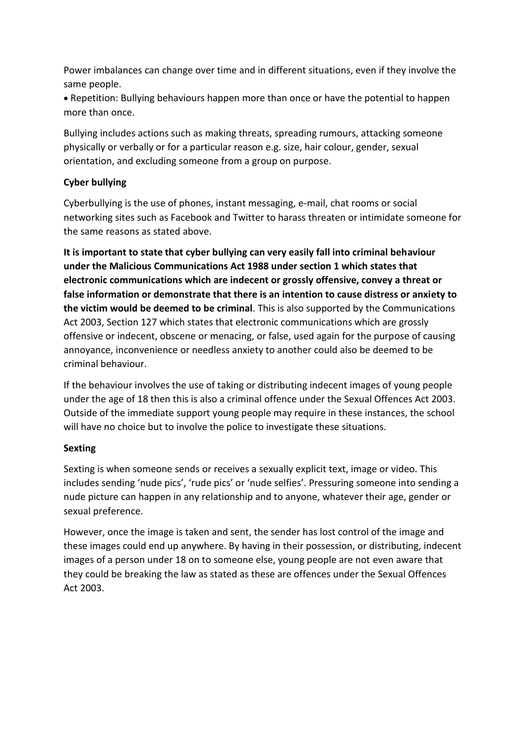Power imbalances can change over time and in different situations, even if they involve the same people.

- Repetition: Bullying behaviours happen more than once or have the potential to happen more than once.

Bullying includes actions such as making threats, spreading rumours, attacking someone physically or verbally or for a particular reason e.g. size, hair colour, gender, sexual orientation, and excluding someone from a group on purpose.

**Cyber bullying**

Cyberbullying is the use of phones, instant messaging, e-mail, chat rooms or social networking sites such as Facebook and Twitter to harass threaten or intimidate someone for the same reasons as stated above.

**It is important to state that cyber bullying can very easily fall into criminal behaviour under the Malicious Communications Act 1988 under section 1 which states that electronic communications which are indecent or grossly offensive, convey a threat or false information or demonstrate that there is an intention to cause distress or anxiety to the victim would be deemed to be criminal**. This is also supported by the Communications Act 2003, Section 127 which states that electronic communications which are grossly offensive or indecent, obscene or menacing, or false, used again for the purpose of causing annoyance, inconvenience or needless anxiety to another could also be deemed to be criminal behaviour.

If the behaviour involves the use of taking or distributing indecent images of young people under the age of 18 then this is also a criminal offence under the Sexual Offences Act 2003. Outside of the immediate support young people may require in these instances, the school will have no choice but to involve the police to investigate these situations.

**Sexting**

Sexting is when someone sends or receives a sexually explicit text, image or video. This includes sending 'nude pics', 'rude pics' or 'nude selfies'. Pressuring someone into sending a nude picture can happen in any relationship and to anyone, whatever their age, gender or sexual preference.

However, once the image is taken and sent, the sender has lost control of the image and these images could end up anywhere. By having in their possession, or distributing, indecent images of a person under 18 on to someone else, young people are not even aware that they could be breaking the law as stated as these are offences under the Sexual Offences Act 2003.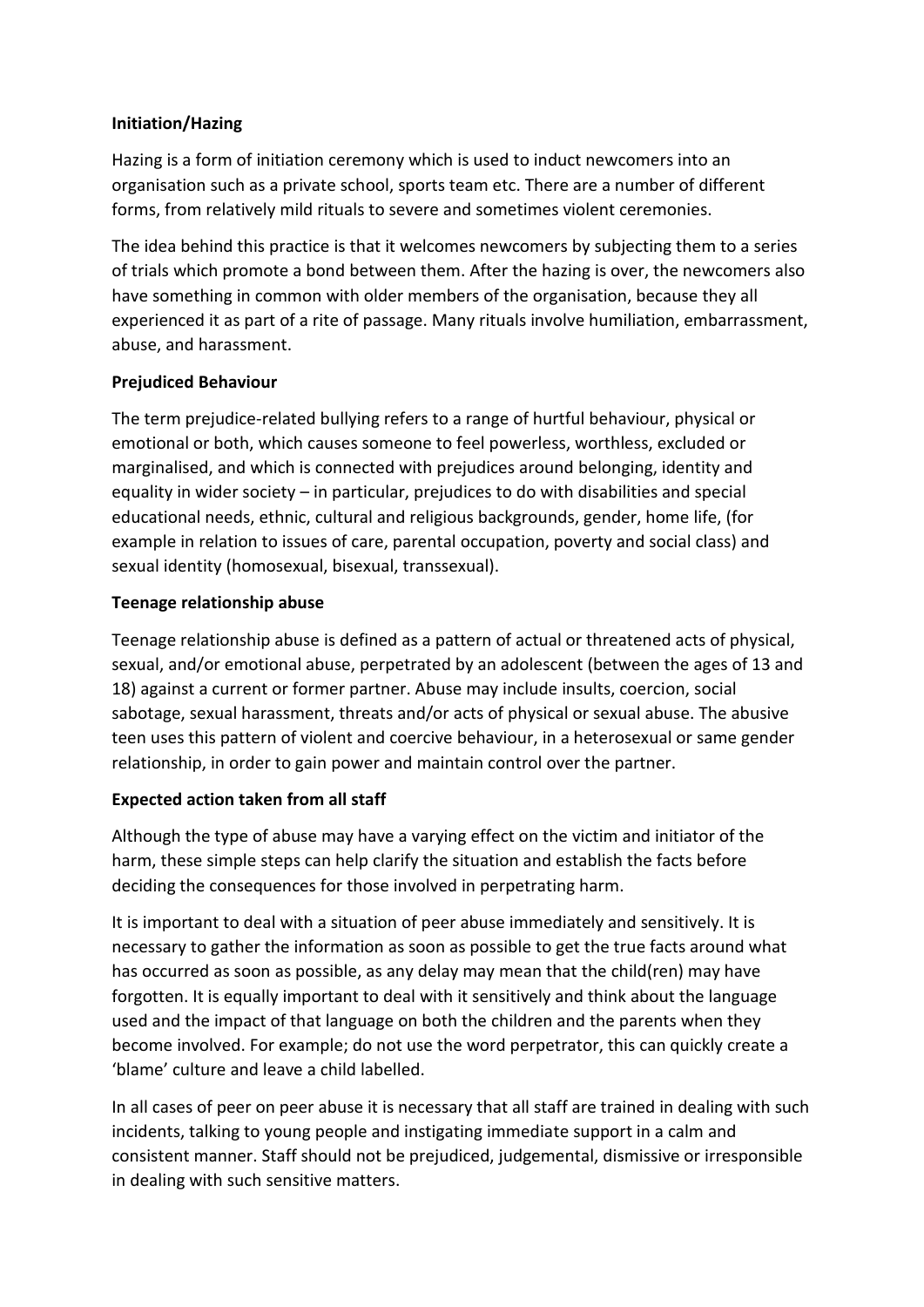**Initiation/Hazing**

Hazing is a form of initiation ceremony which is used to induct newcomers into an organisation such as a private school, sports team etc. There are a number of different forms, from relatively mild rituals to severe and sometimes violent ceremonies.

The idea behind this practice is that it welcomes newcomers by subjecting them to a series of trials which promote a bond between them. After the hazing is over, the newcomers also have something in common with older members of the organisation, because they all experienced it as part of a rite of passage. Many rituals involve humiliation, embarrassment, abuse, and harassment.

**Prejudiced Behaviour**

The term prejudice-related bullying refers to a range of hurtful behaviour, physical or emotional or both, which causes someone to feel powerless, worthless, excluded or marginalised, and which is connected with prejudices around belonging, identity and equality in wider society – in particular, prejudices to do with disabilities and special educational needs, ethnic, cultural and religious backgrounds, gender, home life, (for example in relation to issues of care, parental occupation, poverty and social class) and sexual identity (homosexual, bisexual, transsexual).

**Teenage relationship abuse**

Teenage relationship abuse is defined as a pattern of actual or threatened acts of physical, sexual, and/or emotional abuse, perpetrated by an adolescent (between the ages of 13 and 18) against a current or former partner. Abuse may include insults, coercion, social sabotage, sexual harassment, threats and/or acts of physical or sexual abuse. The abusive teen uses this pattern of violent and coercive behaviour, in a heterosexual or same gender relationship, in order to gain power and maintain control over the partner.

**Expected action taken from all staff**

Although the type of abuse may have a varying effect on the victim and initiator of the harm, these simple steps can help clarify the situation and establish the facts before deciding the consequences for those involved in perpetrating harm.

It is important to deal with a situation of peer abuse immediately and sensitively. It is necessary to gather the information as soon as possible to get the true facts around what has occurred as soon as possible, as any delay may mean that the child(ren) may have forgotten. It is equally important to deal with it sensitively and think about the language used and the impact of that language on both the children and the parents when they become involved. For example; do not use the word perpetrator, this can quickly create a 'blame' culture and leave a child labelled.

In all cases of peer on peer abuse it is necessary that all staff are trained in dealing with such incidents, talking to young people and instigating immediate support in a calm and consistent manner. Staff should not be prejudiced, judgemental, dismissive or irresponsible in dealing with such sensitive matters.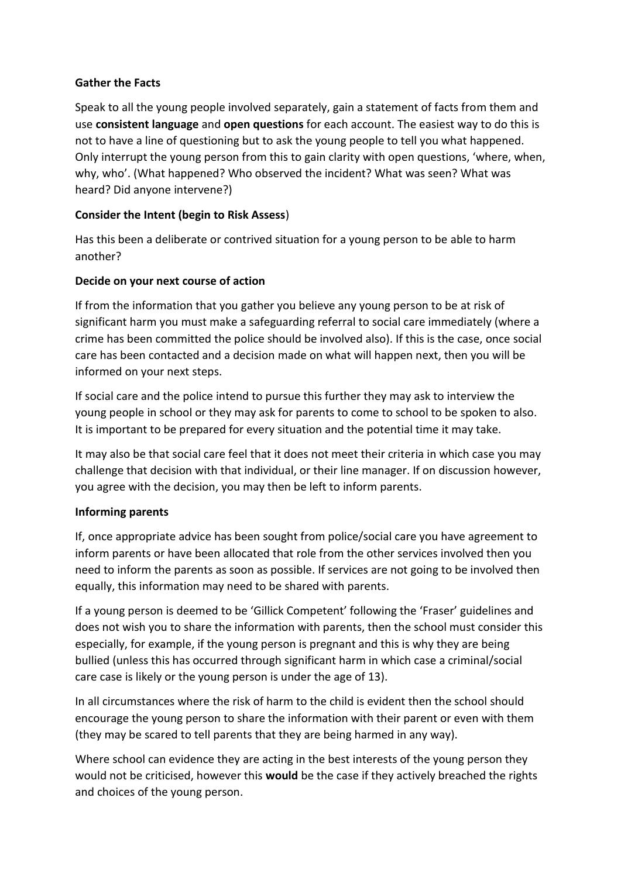**Gather the Facts**

Speak to all the young people involved separately, gain a statement of facts from them and use **consistent language** and **open questions** for each account. The easiest way to do this is not to have a line of questioning but to ask the young people to tell you what happened. Only interrupt the young person from this to gain clarity with open questions, 'where, when, why, who'. (What happened? Who observed the incident? What was seen? What was heard? Did anyone intervene?)

**Consider the Intent (begin to Risk Assess)**

Has this been a deliberate or contrived situation for a young person to be able to harm another?

**Decide on your next course of action**

If from the information that you gather you believe any young person to be at risk of significant harm you must make a safeguarding referral to social care immediately (where a crime has been committed the police should be involved also). If this is the case, once social care has been contacted and a decision made on what will happen next, then you will be informed on your next steps.

If social care and the police intend to pursue this further they may ask to interview the young people in school or they may ask for parents to come to school to be spoken to also. It is important to be prepared for every situation and the potential time it may take.

It may also be that social care feel that it does not meet their criteria in which case you may challenge that decision with that individual, or their line manager. If on discussion however, you agree with the decision, you may then be left to inform parents.

**Informing parents**

If, once appropriate advice has been sought from police/social care you have agreement to inform parents or have been allocated that role from the other services involved then you need to inform the parents as soon as possible. If services are not going to be involved then equally, this information may need to be shared with parents.

If a young person is deemed to be 'Gillick Competent' following the 'Fraser' guidelines and does not wish you to share the information with parents, then the school must consider this especially, for example, if the young person is pregnant and this is why they are being bullied (unless this has occurred through significant harm in which case a criminal/social care case is likely or the young person is under the age of 13).

In all circumstances where the risk of harm to the child is evident then the school should encourage the young person to share the information with their parent or even with them (they may be scared to tell parents that they are being harmed in any way).

Where school can evidence they are acting in the best interests of the young person they would not be criticised, however this **would** be the case if they actively breached the rights and choices of the young person.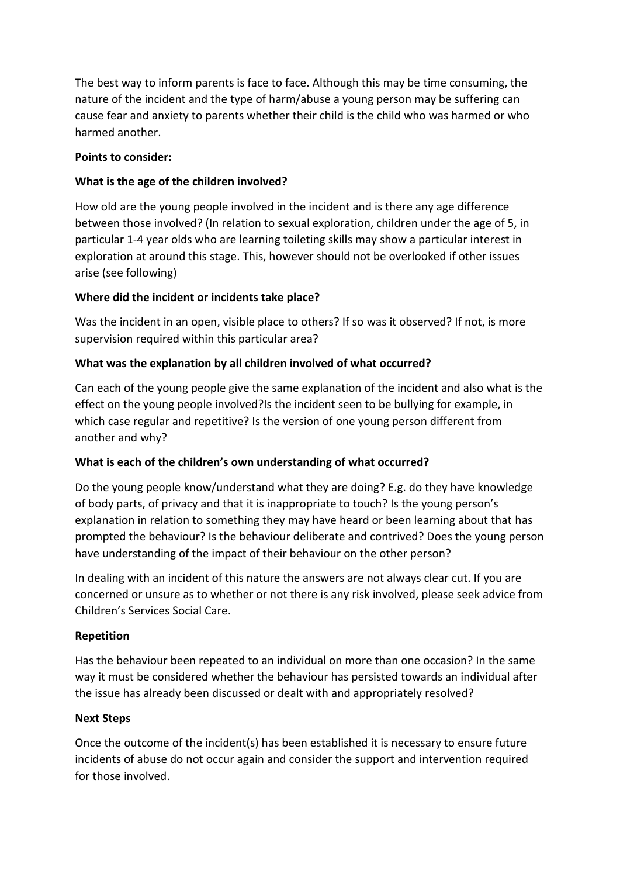The best way to inform parents is face to face. Although this may be time consuming, the nature of the incident and the type of harm/abuse a young person may be suffering can cause fear and anxiety to parents whether their child is the child who was harmed or who harmed another.

**Points to consider:**

**What is the age of the children involved?**

How old are the young people involved in the incident and is there any age difference between those involved? (In relation to sexual exploration, children under the age of 5, in particular 1-4 year olds who are learning toileting skills may show a particular interest in exploration at around this stage. This, however should not be overlooked if other issues arise (see following)

**Where did the incident or incidents take place?**

Was the incident in an open, visible place to others? If so was it observed? If not, is more supervision required within this particular area?

**What was the explanation by all children involved of what occurred?**

Can each of the young people give the same explanation of the incident and also what is the effect on the young people involved?Is the incident seen to be bullying for example, in which case regular and repetitive? Is the version of one young person different from another and why?

**What is each of the children's own understanding of what occurred?**

Do the young people know/understand what they are doing? E.g. do they have knowledge of body parts, of privacy and that it is inappropriate to touch? Is the young person's explanation in relation to something they may have heard or been learning about that has prompted the behaviour? Is the behaviour deliberate and contrived? Does the young person have understanding of the impact of their behaviour on the other person?

In dealing with an incident of this nature the answers are not always clear cut. If you are concerned or unsure as to whether or not there is any risk involved, please seek advice from Children's Services Social Care.

**Repetition**

Has the behaviour been repeated to an individual on more than one occasion? In the same way it must be considered whether the behaviour has persisted towards an individual after the issue has already been discussed or dealt with and appropriately resolved?

**Next Steps**

Once the outcome of the incident(s) has been established it is necessary to ensure future incidents of abuse do not occur again and consider the support and intervention required for those involved.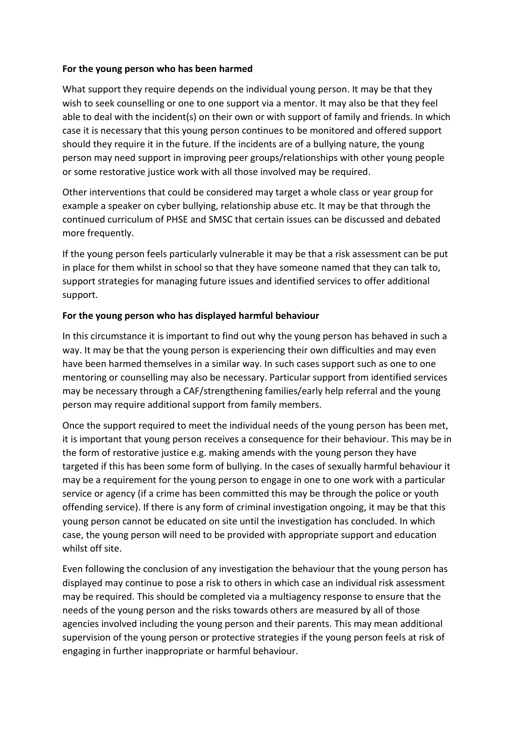**For the young person who has been harmed**

What support they require depends on the individual young person. It may be that they wish to seek counselling or one to one support via a mentor. It may also be that they feel able to deal with the incident(s) on their own or with support of family and friends. In which case it is necessary that this young person continues to be monitored and offered support should they require it in the future. If the incidents are of a bullying nature, the young person may need support in improving peer groups/relationships with other young people or some restorative justice work with all those involved may be required.

Other interventions that could be considered may target a whole class or year group for example a speaker on cyber bullying, relationship abuse etc. It may be that through the continued curriculum of PHSE and SMSC that certain issues can be discussed and debated more frequently.

If the young person feels particularly vulnerable it may be that a risk assessment can be put in place for them whilst in school so that they have someone named that they can talk to, support strategies for managing future issues and identified services to offer additional support.

**For the young person who has displayed harmful behaviour**

In this circumstance it is important to find out why the young person has behaved in such a way. It may be that the young person is experiencing their own difficulties and may even have been harmed themselves in a similar way. In such cases support such as one to one mentoring or counselling may also be necessary. Particular support from identified services may be necessary through a CAF/strengthening families/early help referral and the young person may require additional support from family members.

Once the support required to meet the individual needs of the young person has been met, it is important that young person receives a consequence for their behaviour. This may be in the form of restorative justice e.g. making amends with the young person they have targeted if this has been some form of bullying. In the cases of sexually harmful behaviour it may be a requirement for the young person to engage in one to one work with a particular service or agency (if a crime has been committed this may be through the police or youth offending service). If there is any form of criminal investigation ongoing, it may be that this young person cannot be educated on site until the investigation has concluded. In which case, the young person will need to be provided with appropriate support and education whilst off site.

Even following the conclusion of any investigation the behaviour that the young person has displayed may continue to pose a risk to others in which case an individual risk assessment may be required. This should be completed via a multiagency response to ensure that the needs of the young person and the risks towards others are measured by all of those agencies involved including the young person and their parents. This may mean additional supervision of the young person or protective strategies if the young person feels at risk of engaging in further inappropriate or harmful behaviour.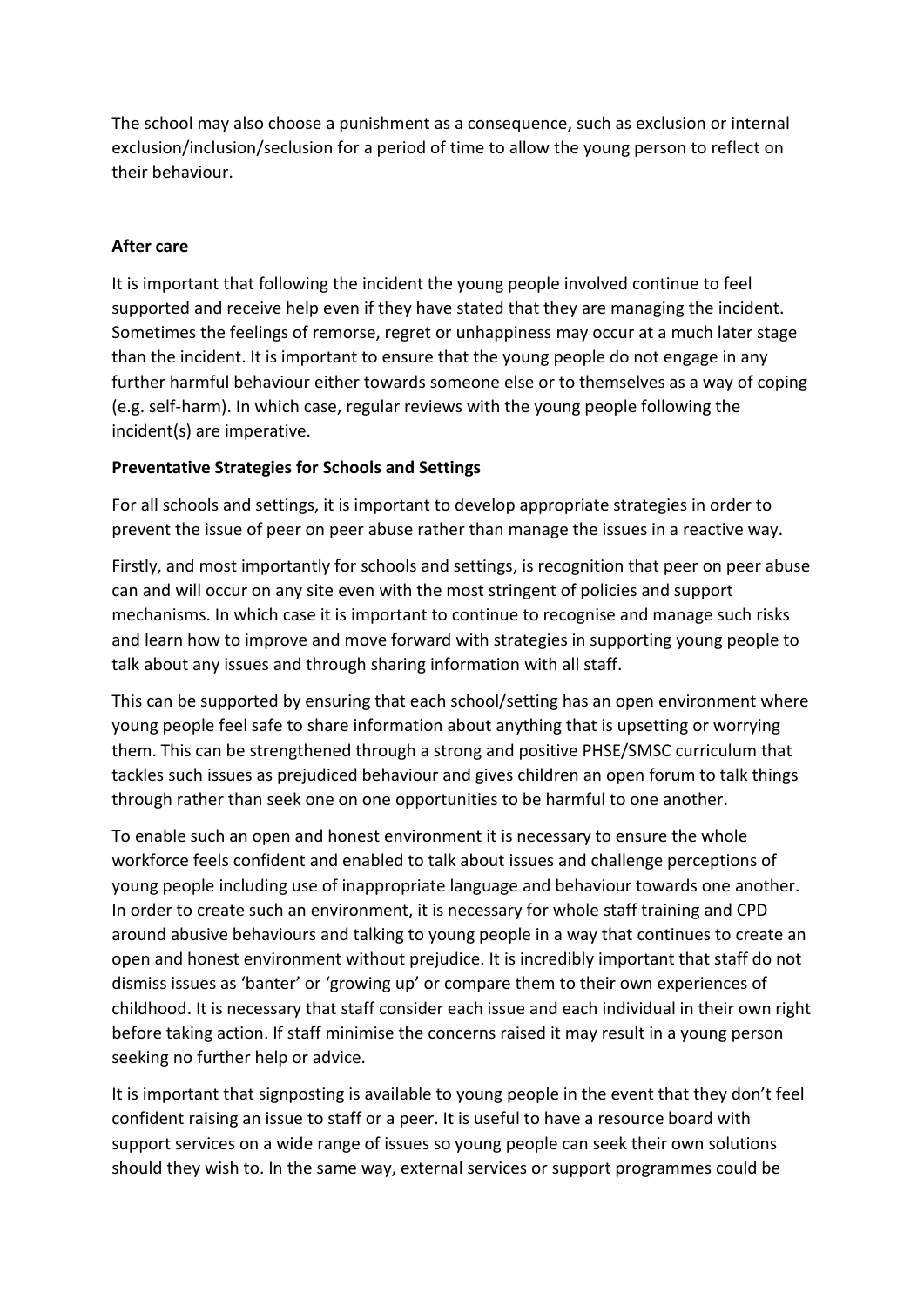The school may also choose a punishment as a consequence, such as exclusion or internal exclusion/inclusion/seclusion for a period of time to allow the young person to reflect on their behaviour.

**After care**

It is important that following the incident the young people involved continue to feel supported and receive help even if they have stated that they are managing the incident. Sometimes the feelings of remorse, regret or unhappiness may occur at a much later stage than the incident. It is important to ensure that the young people do not engage in any further harmful behaviour either towards someone else or to themselves as a way of coping (e.g. self-harm). In which case, regular reviews with the young people following the incident(s) are imperative.

**Preventative Strategies for Schools and Settings**

For all schools and settings, it is important to develop appropriate strategies in order to prevent the issue of peer on peer abuse rather than manage the issues in a reactive way.

Firstly, and most importantly for schools and settings, is recognition that peer on peer abuse can and will occur on any site even with the most stringent of policies and support mechanisms. In which case it is important to continue to recognise and manage such risks and learn how to improve and move forward with strategies in supporting young people to talk about any issues and through sharing information with all staff.

This can be supported by ensuring that each school/setting has an open environment where young people feel safe to share information about anything that is upsetting or worrying them. This can be strengthened through a strong and positive PHSE/SMSC curriculum that tackles such issues as prejudiced behaviour and gives children an open forum to talk things through rather than seek one on one opportunities to be harmful to one another.

To enable such an open and honest environment it is necessary to ensure the whole workforce feels confident and enabled to talk about issues and challenge perceptions of young people including use of inappropriate language and behaviour towards one another. In order to create such an environment, it is necessary for whole staff training and CPD around abusive behaviours and talking to young people in a way that continues to create an open and honest environment without prejudice. It is incredibly important that staff do not dismiss issues as 'banter' or 'growing up' or compare them to their own experiences of childhood. It is necessary that staff consider each issue and each individual in their own right before taking action. If staff minimise the concerns raised it may result in a young person seeking no further help or advice.

It is important that signposting is available to young people in the event that they don't feel confident raising an issue to staff or a peer. It is useful to have a resource board with support services on a wide range of issues so young people can seek their own solutions should they wish to. In the same way, external services or support programmes could be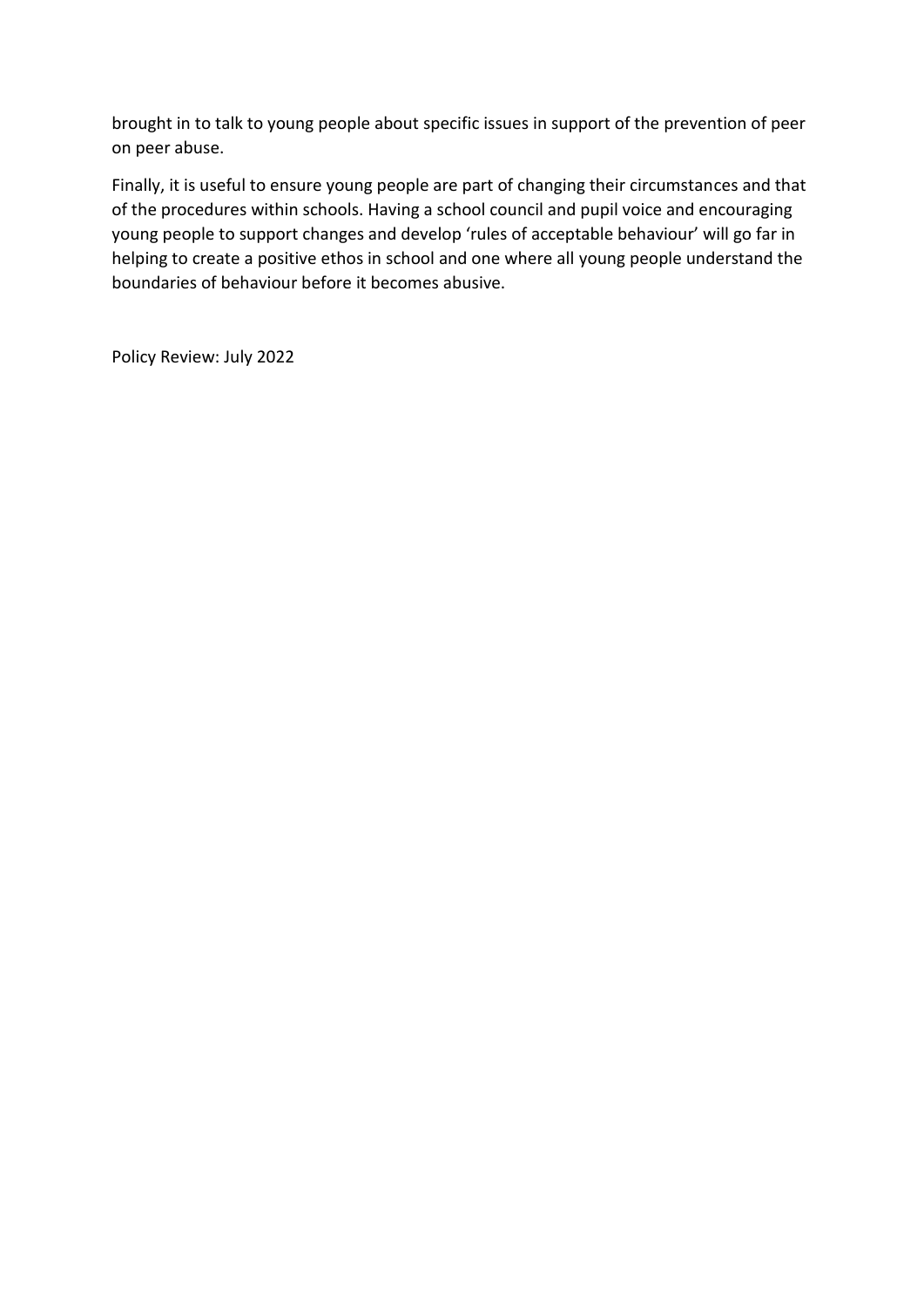brought in to talk to young people about specific issues in support of the prevention of peer on peer abuse.

Finally, it is useful to ensure young people are part of changing their circumstances and that of the procedures within schools. Having a school council and pupil voice and encouraging young people to support changes and develop 'rules of acceptable behaviour' will go far in helping to create a positive ethos in school and one where all young people understand the boundaries of behaviour before it becomes abusive.

Policy Review: July 2022